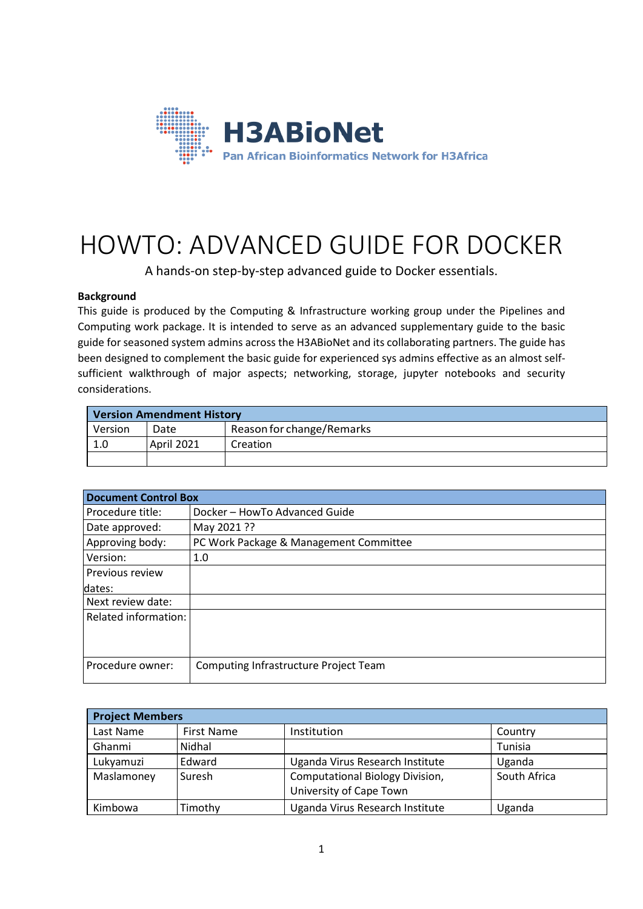H3ABioNet

Pan African Bioinformatics Network for H3Africa

# HOWTO: ADVANCED GUIDE FOR DOCKER

A hands-on step-by-step advanced guide to Docker essentials.

**Background**

This guide is produced by the Computing & Infrastructure working group under the Pipelines and Computing work package. It is intended to serve as an advanced supplementary guide to the basic guide for seasoned system admins across the H3ABioNet and its collaborating partners. The guide has been designed to complement the basic guide for experienced sys admins effective as an almost self-sufficient walkthrough of major aspects; networking, storage, jupyter notebooks and security considerations.

| **Version Amendment History** | | |
|---|---|---|
| Version | Date | Reason for change/Remarks |
| 1.0 | April 2021 | Creation |
| | | |

| **Document Control Box** | |
|---|---|
| Procedure title: | Docker – HowTo Advanced Guide |
| Date approved: | May 2021 ?? |
| Approving body: | PC Work Package & Management Committee |
| Version: | 1.0 |
| Previous review dates: | |
| Next review date: | |
| Related information: | |
| Procedure owner: | Computing Infrastructure Project Team |

| **Project Members** | | | |
|---|---|---|---|
| Last Name | First Name | Institution | Country |
| Ghanmi | Nidhal | | Tunisia |
| Lukyamuzi | Edward | Uganda Virus Research Institute | Uganda |
| Maslamoney | Suresh | Computational Biology Division, University of Cape Town | South Africa |
| Kimbowa | Timothy | Uganda Virus Research Institute | Uganda |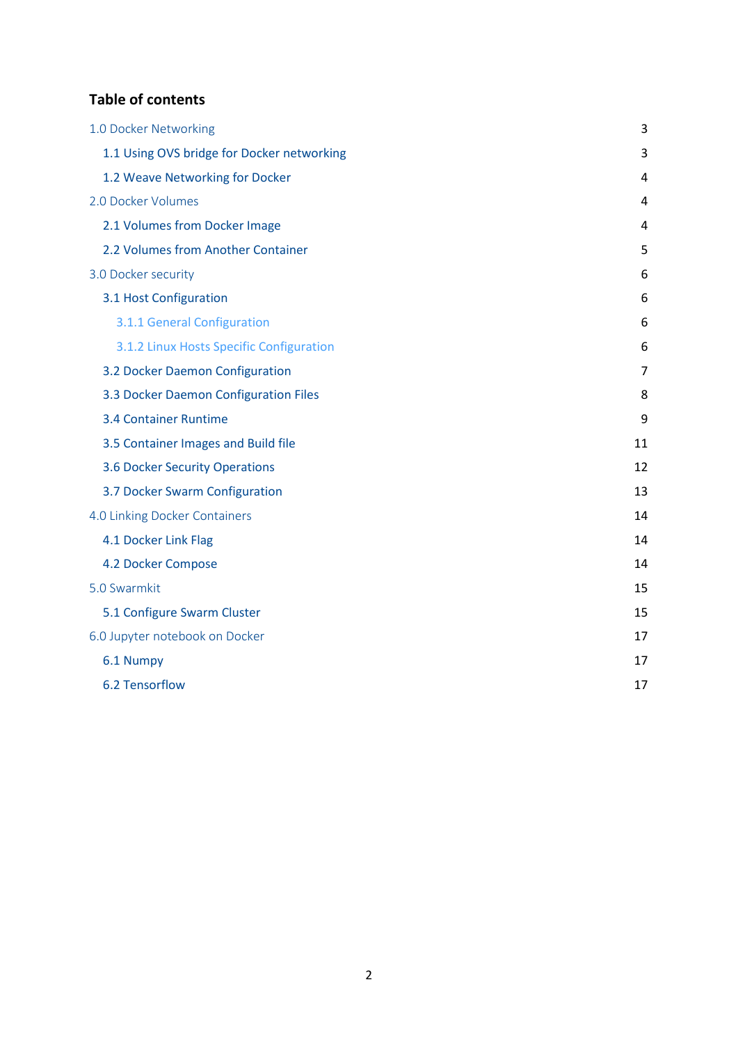# Table of contents

| | |
|---|---|
| 1.0 Docker Networking | 3 |
| 1.1 Using OVS bridge for Docker networking | 3 |
| 1.2 Weave Networking for Docker | 4 |
| 2.0 Docker Volumes | 4 |
| 2.1 Volumes from Docker Image | 4 |
| 2.2 Volumes from Another Container | 5 |
| 3.0 Docker security | 6 |
| 3.1 Host Configuration | 6 |
| 3.1.1 General Configuration | 6 |
| 3.1.2 Linux Hosts Specific Configuration | 6 |
| 3.2 Docker Daemon Configuration | 7 |
| 3.3 Docker Daemon Configuration Files | 8 |
| 3.4 Container Runtime | 9 |
| 3.5 Container Images and Build file | 11 |
| 3.6 Docker Security Operations | 12 |
| 3.7 Docker Swarm Configuration | 13 |
| 4.0 Linking Docker Containers | 14 |
| 4.1 Docker Link Flag | 14 |
| 4.2 Docker Compose | 14 |
| 5.0 Swarmkit | 15 |
| 5.1 Configure Swarm Cluster | 15 |
| 6.0 Jupyter notebook on Docker | 17 |
| 6.1 Numpy | 17 |
| 6.2 Tensorflow | 17 |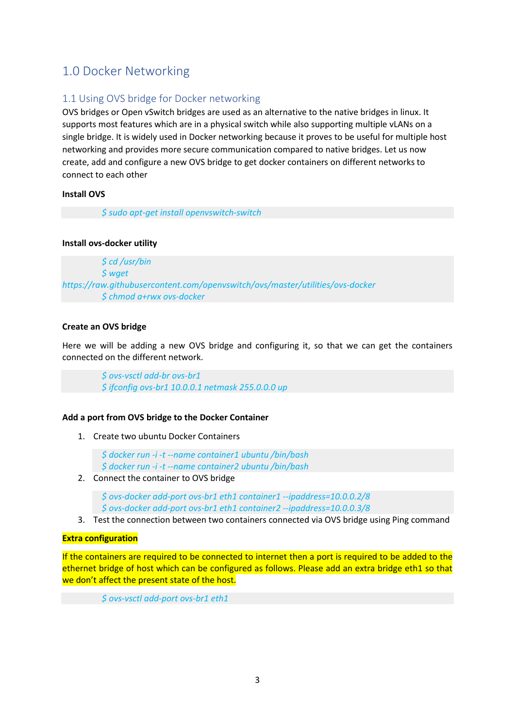# 1.0 Docker Networking

## 1.1 Using OVS bridge for Docker networking

OVS bridges or Open vSwitch bridges are used as an alternative to the native bridges in linux. It supports most features which are in a physical switch while also supporting multiple vLANs on a single bridge. It is widely used in Docker networking because it proves to be useful for multiple host networking and provides more secure communication compared to native bridges. Let us now create, add and configure a new OVS bridge to get docker containers on different networks to connect to each other

**Install OVS**

```
$ sudo apt-get install openvswitch-switch
```

**Install ovs-docker utility**

```
$ cd /usr/bin
$ wget https://raw.githubusercontent.com/openvswitch/ovs/master/utilities/ovs-docker
$ chmod a+rwx ovs-docker
```

**Create an OVS bridge**

Here we will be adding a new OVS bridge and configuring it, so that we can get the containers connected on the different network.

```
$ ovs-vsctl add-br ovs-br1
$ ifconfig ovs-br1 10.0.0.1 netmask 255.0.0.0 up
```

**Add a port from OVS bridge to the Docker Container**

1. Create two ubuntu Docker Containers

```
$ docker run -i -t --name container1 ubuntu /bin/bash
$ docker run -i -t --name container2 ubuntu /bin/bash
```

2. Connect the container to OVS bridge

```
$ ovs-docker add-port ovs-br1 eth1 container1 --ipaddress=10.0.0.2/8
$ ovs-docker add-port ovs-br1 eth1 container2 --ipaddress=10.0.0.3/8
```

3. Test the connection between two containers connected via OVS bridge using Ping command

**Extra configuration**

If the containers are required to be connected to internet then a port is required to be added to the ethernet bridge of host which can be configured as follows. Please add an extra bridge eth1 so that we don't affect the present state of the host.

```
$ ovs-vsctl add-port ovs-br1 eth1
```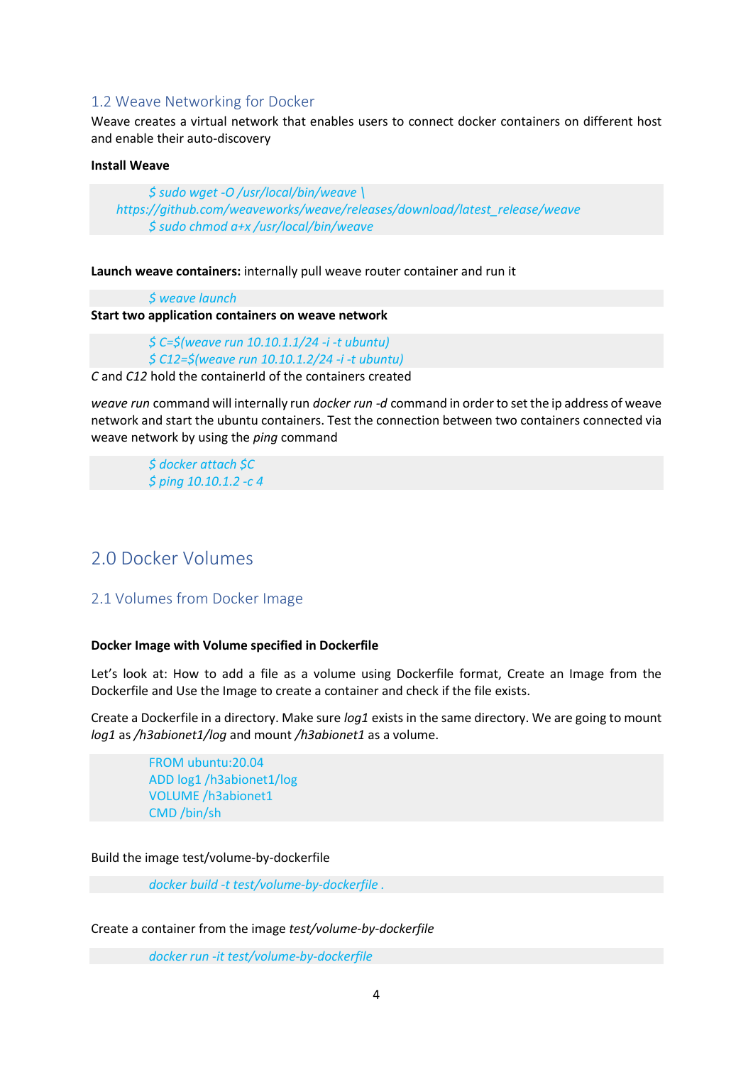### 1.2 Weave Networking for Docker

Weave creates a virtual network that enables users to connect docker containers on different host and enable their auto-discovery

**Install Weave**

```
$ sudo wget -O /usr/local/bin/weave \
https://github.com/weaveworks/weave/releases/download/latest_release/weave
$ sudo chmod a+x /usr/local/bin/weave
```

**Launch weave containers:** internally pull weave router container and run it

```
$ weave launch
```

**Start two application containers on weave network**

```
$ C=$(weave run 10.10.1.1/24 -i -t ubuntu)
$ C12=$(weave run 10.10.1.2/24 -i -t ubuntu)
```

*C* and *C12* hold the containerId of the containers created

*weave run* command will internally run *docker run -d* command in order to set the ip address of weave network and start the ubuntu containers. Test the connection between two containers connected via weave network by using the *ping* command

```
$ docker attach $C
$ ping 10.10.1.2 -c 4
```

## 2.0 Docker Volumes

### 2.1 Volumes from Docker Image

**Docker Image with Volume specified in Dockerfile**

Let's look at: How to add a file as a volume using Dockerfile format, Create an Image from the Dockerfile and Use the Image to create a container and check if the file exists.

Create a Dockerfile in a directory. Make sure *log1* exists in the same directory. We are going to mount *log1* as */h3abionet1/log* and mount */h3abionet1* as a volume.

```
FROM ubuntu:20.04
ADD log1 /h3abionet1/log
VOLUME /h3abionet1
CMD /bin/sh
```

Build the image test/volume-by-dockerfile

```
docker build -t test/volume-by-dockerfile .
```

Create a container from the image *test/volume-by-dockerfile*

```
docker run -it test/volume-by-dockerfile
```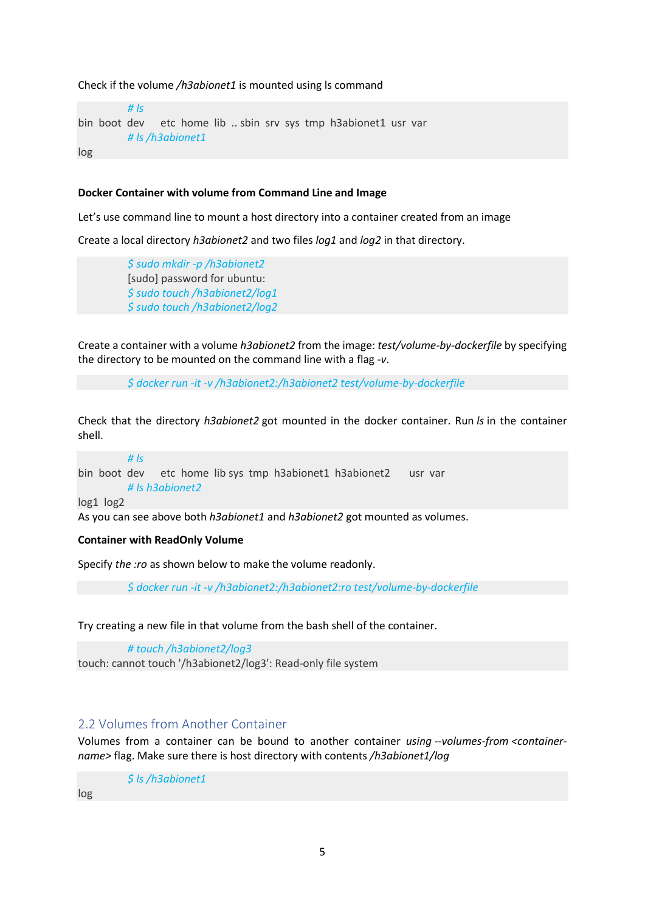Check if the volume */h3abionet1* is mounted using ls command

```
# ls
bin  boot  dev    etc  home  lib  .. sbin  srv  sys  tmp  h3abionet1  usr  var
# ls /h3abionet1
log
```

**Docker Container with volume from Command Line and Image**

Let's use command line to mount a host directory into a container created from an image

Create a local directory *h3abionet2* and two files *log1* and *log2* in that directory.

```
$ sudo mkdir -p /h3abionet2
[sudo] password for ubuntu:
$ sudo touch /h3abionet2/log1
$ sudo touch /h3abionet2/log2
```

Create a container with a volume *h3abionet2* from the image: *test/volume-by-dockerfile* by specifying the directory to be mounted on the command line with a flag *-v*.

```
$ docker run -it -v /h3abionet2:/h3abionet2 test/volume-by-dockerfile
```

Check that the directory *h3abionet2* got mounted in the docker container. Run *ls* in the container shell.

```
# ls
bin  boot  dev    etc  home  lib sys  tmp  h3abionet1  h3abionet2     usr  var
# ls h3abionet2
log1  log2
```

As you can see above both *h3abionet1* and *h3abionet2* got mounted as volumes.

**Container with ReadOnly Volume**

Specify *the :ro* as shown below to make the volume readonly.

```
$ docker run -it -v /h3abionet2:/h3abionet2:ro test/volume-by-dockerfile
```

Try creating a new file in that volume from the bash shell of the container.

```
# touch /h3abionet2/log3
touch: cannot touch '/h3abionet2/log3': Read-only file system
```

## 2.2 Volumes from Another Container

Volumes from a container can be bound to another container *using --volumes-from <container-name>* flag. Make sure there is host directory with contents */h3abionet1/log*

```
$ ls /h3abionet1
log
```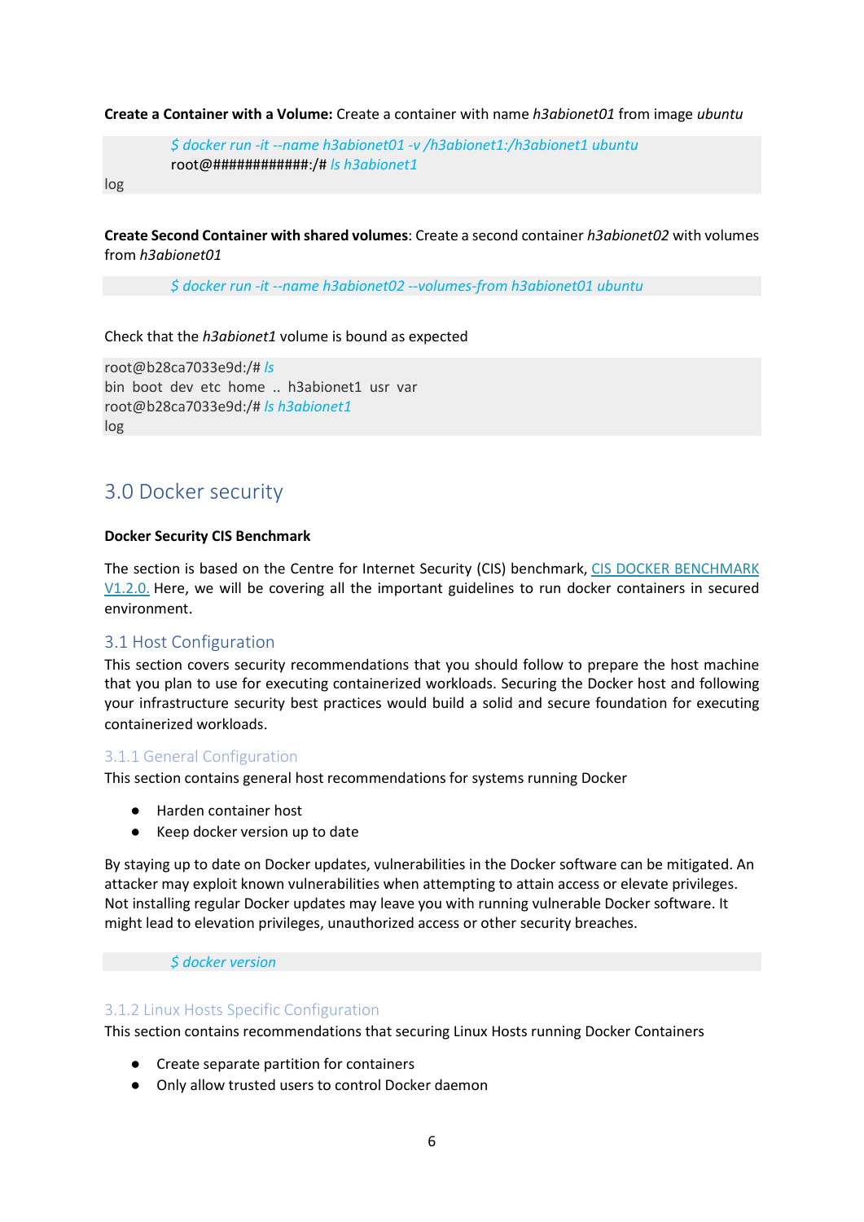**Create a Container with a Volume:** Create a container with name *h3abionet01* from image *ubuntu*

```
$ docker run -it --name h3abionet01 -v /h3abionet1:/h3abionet1 ubuntu
root@############:/# ls h3abionet1
log
```

**Create Second Container with shared volumes**: Create a second container *h3abionet02* with volumes from *h3abionet01*

```
$ docker run -it --name h3abionet02 --volumes-from h3abionet01 ubuntu
```

Check that the *h3abionet1* volume is bound as expected

```
root@b28ca7033e9d:/# ls
bin boot dev etc home .. h3abionet1 usr var
root@b28ca7033e9d:/# ls h3abionet1
log
```

## 3.0 Docker security

**Docker Security CIS Benchmark**

The section is based on the Centre for Internet Security (CIS) benchmark, [CIS DOCKER BENCHMARK V1.2.0.] Here, we will be covering all the important guidelines to run docker containers in secured environment.

### 3.1 Host Configuration

This section covers security recommendations that you should follow to prepare the host machine that you plan to use for executing containerized workloads. Securing the Docker host and following your infrastructure security best practices would build a solid and secure foundation for executing containerized workloads.

#### 3.1.1 General Configuration

This section contains general host recommendations for systems running Docker

- Harden container host
- Keep docker version up to date

By staying up to date on Docker updates, vulnerabilities in the Docker software can be mitigated. An attacker may exploit known vulnerabilities when attempting to attain access or elevate privileges. Not installing regular Docker updates may leave you with running vulnerable Docker software. It might lead to elevation privileges, unauthorized access or other security breaches.

```
$ docker version
```

#### 3.1.2 Linux Hosts Specific Configuration

This section contains recommendations that securing Linux Hosts running Docker Containers

- Create separate partition for containers
- Only allow trusted users to control Docker daemon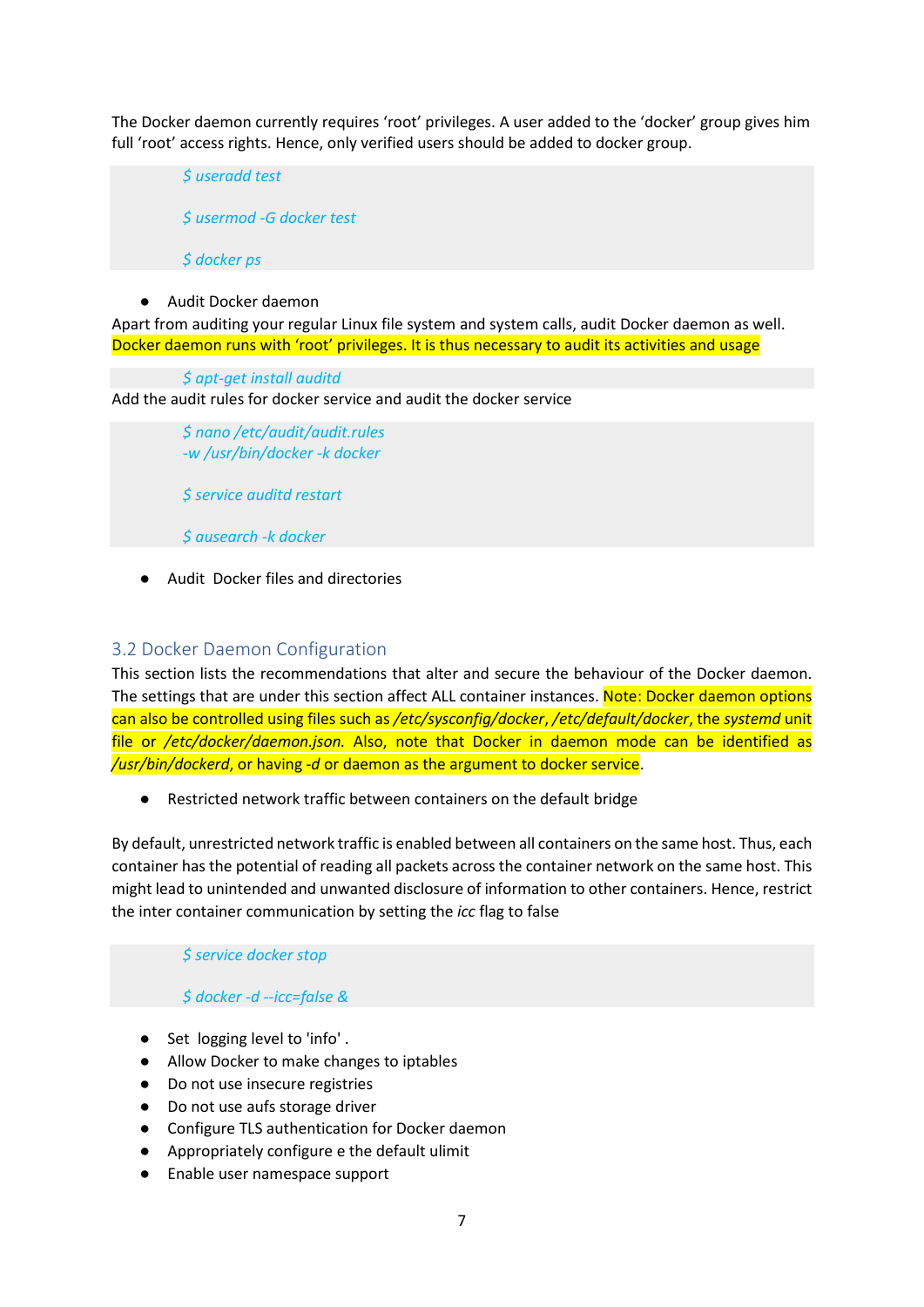The Docker daemon currently requires 'root' privileges. A user added to the 'docker' group gives him full 'root' access rights. Hence, only verified users should be added to docker group.

```
$ useradd test

$ usermod -G docker test

$ docker ps
```

- Audit Docker daemon

Apart from auditing your regular Linux file system and system calls, audit Docker daemon as well. Docker daemon runs with 'root' privileges. It is thus necessary to audit its activities and usage

```
$ apt-get install auditd
```

Add the audit rules for docker service and audit the docker service

```
$ nano /etc/audit/audit.rules
-w /usr/bin/docker -k docker

$ service auditd restart

$ ausearch -k docker
```

- Audit Docker files and directories

## 3.2 Docker Daemon Configuration

This section lists the recommendations that alter and secure the behaviour of the Docker daemon. The settings that are under this section affect ALL container instances. Note: Docker daemon options can also be controlled using files such as */etc/sysconfig/docker*, */etc/default/docker*, the *systemd* unit file or */etc/docker/daemon.json.* Also, note that Docker in daemon mode can be identified as */usr/bin/dockerd*, or having *-d* or daemon as the argument to docker service.

- Restricted network traffic between containers on the default bridge

By default, unrestricted network traffic is enabled between all containers on the same host. Thus, each container has the potential of reading all packets across the container network on the same host. This might lead to unintended and unwanted disclosure of information to other containers. Hence, restrict the inter container communication by setting the *icc* flag to false

```
$ service docker stop

$ docker -d --icc=false &
```

- Set logging level to 'info' .
- Allow Docker to make changes to iptables
- Do not use insecure registries
- Do not use aufs storage driver
- Configure TLS authentication for Docker daemon
- Appropriately configure e the default ulimit
- Enable user namespace support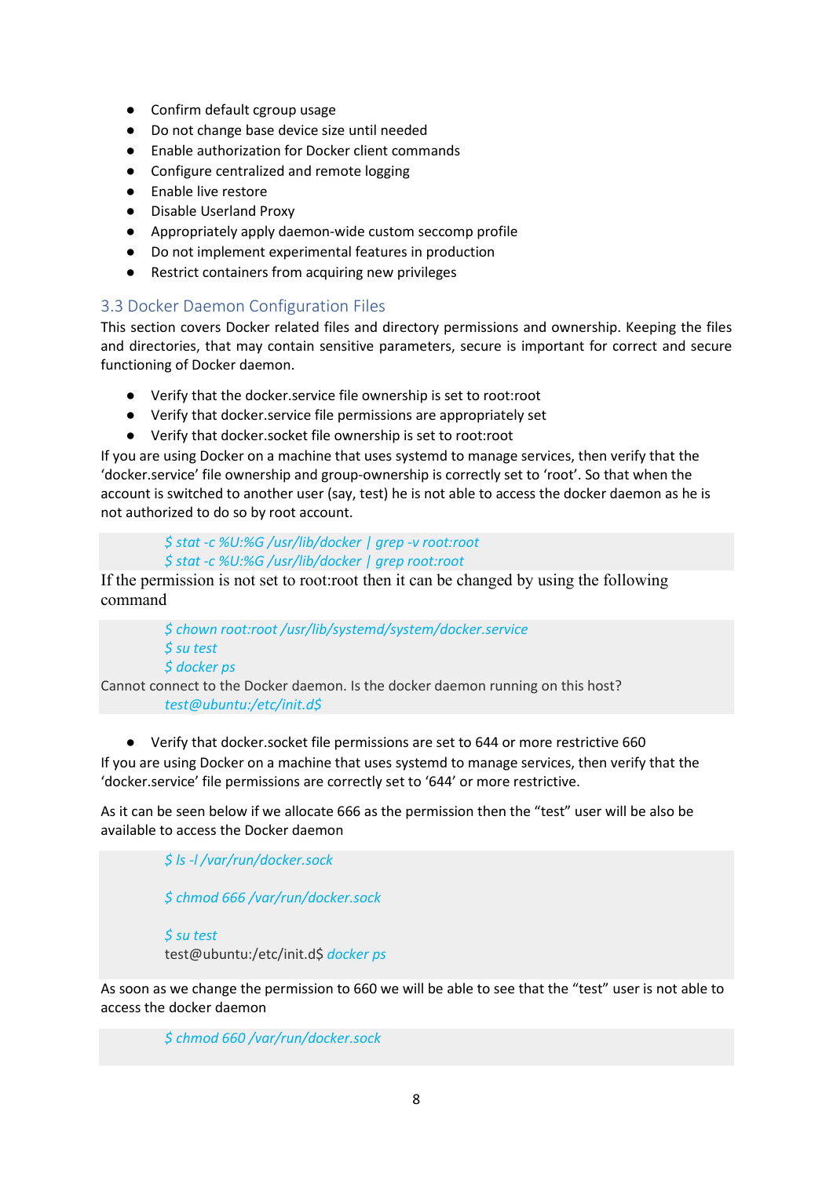- Confirm default cgroup usage
- Do not change base device size until needed
- Enable authorization for Docker client commands
- Configure centralized and remote logging
- Enable live restore
- Disable Userland Proxy
- Appropriately apply daemon-wide custom seccomp profile
- Do not implement experimental features in production
- Restrict containers from acquiring new privileges

## 3.3 Docker Daemon Configuration Files

This section covers Docker related files and directory permissions and ownership. Keeping the files and directories, that may contain sensitive parameters, secure is important for correct and secure functioning of Docker daemon.

- Verify that the docker.service file ownership is set to root:root
- Verify that docker.service file permissions are appropriately set
- Verify that docker.socket file ownership is set to root:root

If you are using Docker on a machine that uses systemd to manage services, then verify that the 'docker.service' file ownership and group-ownership is correctly set to 'root'. So that when the account is switched to another user (say, test) he is not able to access the docker daemon as he is not authorized to do so by root account.

```
$ stat -c %U:%G /usr/lib/docker | grep -v root:root
$ stat -c %U:%G /usr/lib/docker | grep root:root
```

If the permission is not set to root:root then it can be changed by using the following command

```
$ chown root:root /usr/lib/systemd/system/docker.service
$ su test
$ docker ps
Cannot connect to the Docker daemon. Is the docker daemon running on this host?
test@ubuntu:/etc/init.d$
```

- Verify that docker.socket file permissions are set to 644 or more restrictive 660

If you are using Docker on a machine that uses systemd to manage services, then verify that the 'docker.service' file permissions are correctly set to '644' or more restrictive.

As it can be seen below if we allocate 666 as the permission then the "test" user will be also be available to access the Docker daemon

```
$ ls -l /var/run/docker.sock

$ chmod 666 /var/run/docker.sock

$ su test
test@ubuntu:/etc/init.d$ docker ps
```

As soon as we change the permission to 660 we will be able to see that the "test" user is not able to access the docker daemon

```
$ chmod 660 /var/run/docker.sock
```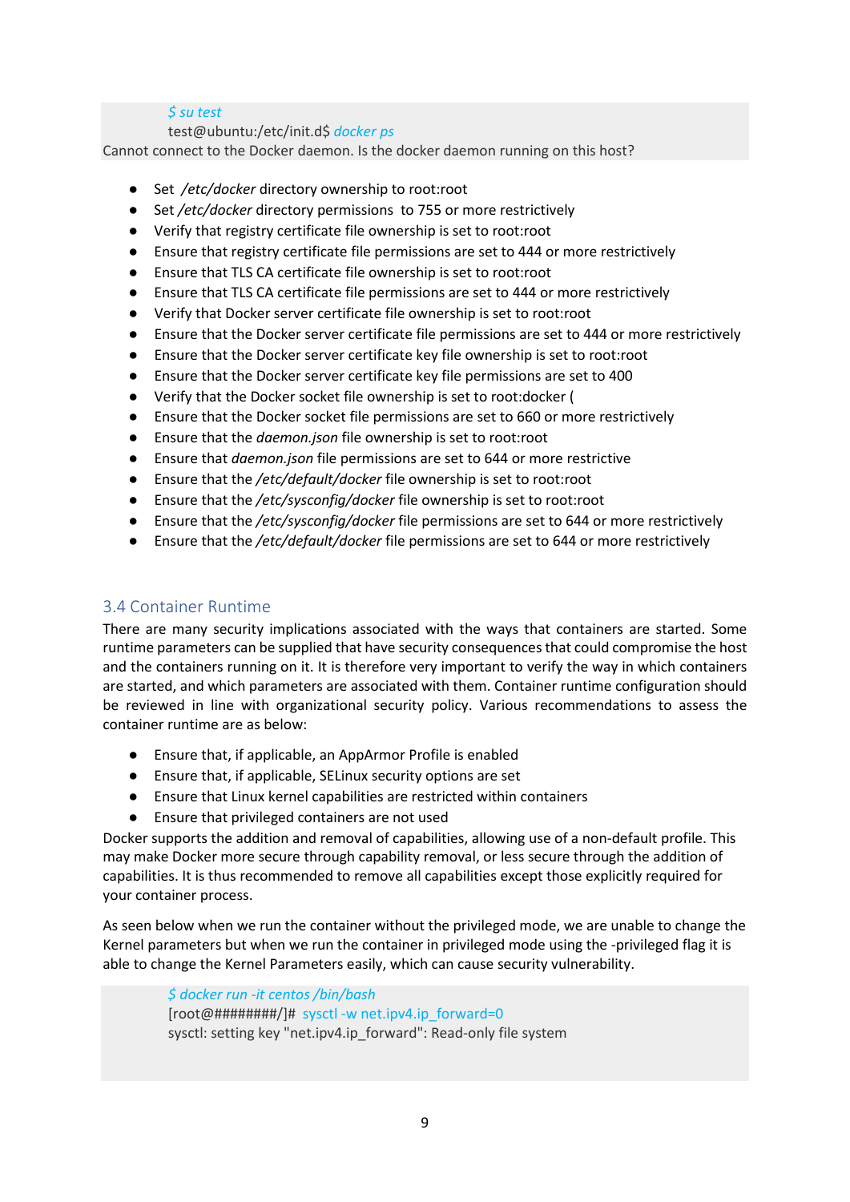```
$ su test
test@ubuntu:/etc/init.d$ docker ps
Cannot connect to the Docker daemon. Is the docker daemon running on this host?
```

- Set */etc/docker* directory ownership to root:root
- Set */etc/docker* directory permissions to 755 or more restrictively
- Verify that registry certificate file ownership is set to root:root
- Ensure that registry certificate file permissions are set to 444 or more restrictively
- Ensure that TLS CA certificate file ownership is set to root:root
- Ensure that TLS CA certificate file permissions are set to 444 or more restrictively
- Verify that Docker server certificate file ownership is set to root:root
- Ensure that the Docker server certificate file permissions are set to 444 or more restrictively
- Ensure that the Docker server certificate key file ownership is set to root:root
- Ensure that the Docker server certificate key file permissions are set to 400
- Verify that the Docker socket file ownership is set to root:docker (
- Ensure that the Docker socket file permissions are set to 660 or more restrictively
- Ensure that the *daemon.json* file ownership is set to root:root
- Ensure that *daemon.json* file permissions are set to 644 or more restrictive
- Ensure that the */etc/default/docker* file ownership is set to root:root
- Ensure that the */etc/sysconfig/docker* file ownership is set to root:root
- Ensure that the */etc/sysconfig/docker* file permissions are set to 644 or more restrictively
- Ensure that the */etc/default/docker* file permissions are set to 644 or more restrictively

## 3.4 Container Runtime

There are many security implications associated with the ways that containers are started. Some runtime parameters can be supplied that have security consequences that could compromise the host and the containers running on it. It is therefore very important to verify the way in which containers are started, and which parameters are associated with them. Container runtime configuration should be reviewed in line with organizational security policy. Various recommendations to assess the container runtime are as below:

- Ensure that, if applicable, an AppArmor Profile is enabled
- Ensure that, if applicable, SELinux security options are set
- Ensure that Linux kernel capabilities are restricted within containers
- Ensure that privileged containers are not used

Docker supports the addition and removal of capabilities, allowing use of a non-default profile. This may make Docker more secure through capability removal, or less secure through the addition of capabilities. It is thus recommended to remove all capabilities except those explicitly required for your container process.

As seen below when we run the container without the privileged mode, we are unable to change the Kernel parameters but when we run the container in privileged mode using the -privileged flag it is able to change the Kernel Parameters easily, which can cause security vulnerability.

```
$ docker run -it centos /bin/bash
[root@########/]# sysctl -w net.ipv4.ip_forward=0
sysctl: setting key "net.ipv4.ip_forward": Read-only file system
```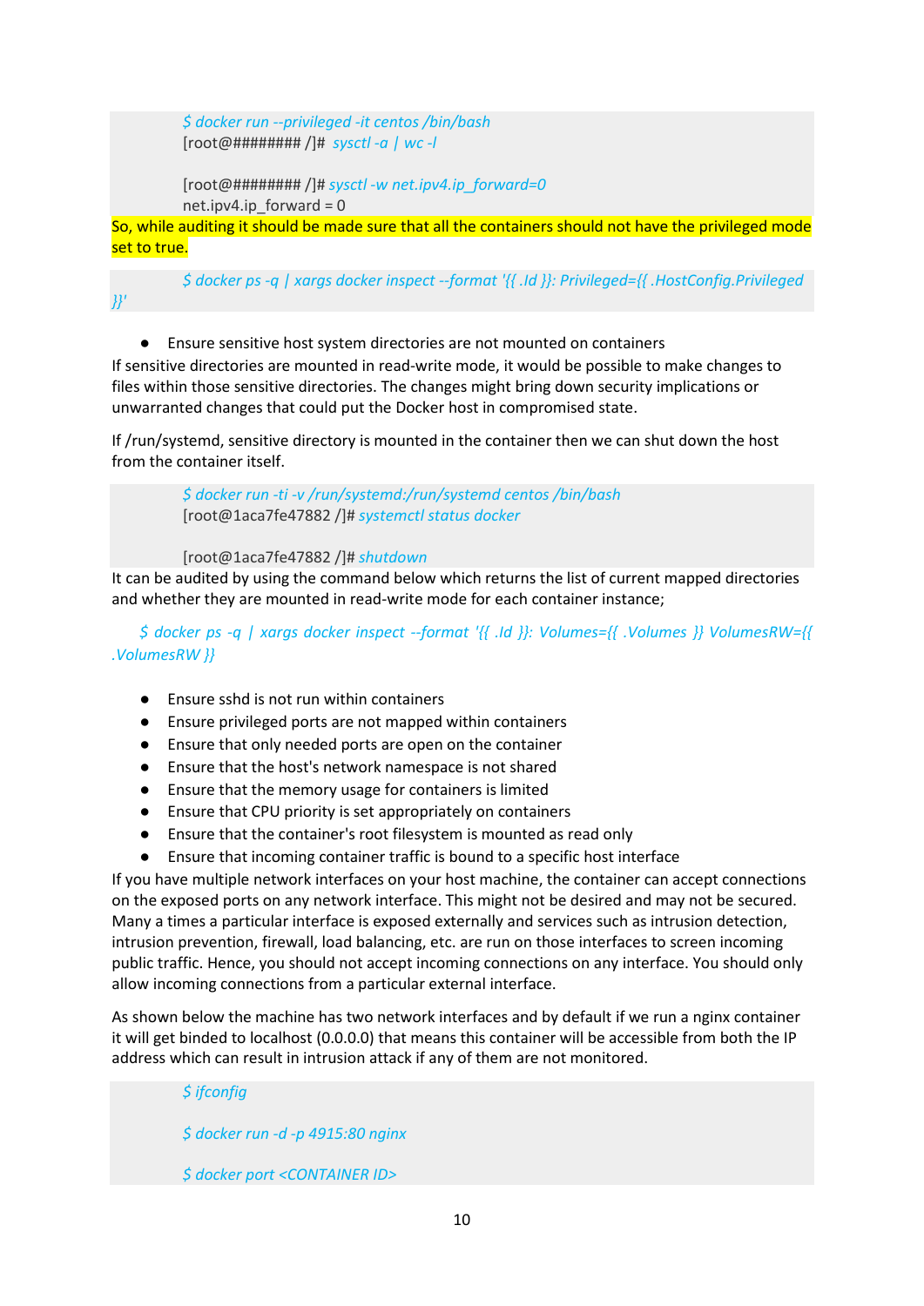```
$ docker run --privileged -it centos /bin/bash
[root@######## /]#  sysctl -a | wc -l

[root@######## /]# sysctl -w net.ipv4.ip_forward=0
net.ipv4.ip_forward = 0
```

So, while auditing it should be made sure that all the containers should not have the privileged mode set to true.

```
$ docker ps -q | xargs docker inspect --format '{{ .Id }}: Privileged={{ .HostConfig.Privileged }}'
```

- Ensure sensitive host system directories are not mounted on containers

If sensitive directories are mounted in read-write mode, it would be possible to make changes to files within those sensitive directories. The changes might bring down security implications or unwarranted changes that could put the Docker host in compromised state.

If /run/systemd, sensitive directory is mounted in the container then we can shut down the host from the container itself.

```
$ docker run -ti -v /run/systemd:/run/systemd centos /bin/bash
[root@1aca7fe47882 /]# systemctl status docker

[root@1aca7fe47882 /]# shutdown
```

It can be audited by using the command below which returns the list of current mapped directories and whether they are mounted in read-write mode for each container instance;

```
$ docker ps -q | xargs docker inspect --format '{{ .Id }}: Volumes={{ .Volumes }} VolumesRW={{ .VolumesRW }}
```

- Ensure sshd is not run within containers
- Ensure privileged ports are not mapped within containers
- Ensure that only needed ports are open on the container
- Ensure that the host's network namespace is not shared
- Ensure that the memory usage for containers is limited
- Ensure that CPU priority is set appropriately on containers
- Ensure that the container's root filesystem is mounted as read only
- Ensure that incoming container traffic is bound to a specific host interface

If you have multiple network interfaces on your host machine, the container can accept connections on the exposed ports on any network interface. This might not be desired and may not be secured. Many a times a particular interface is exposed externally and services such as intrusion detection, intrusion prevention, firewall, load balancing, etc. are run on those interfaces to screen incoming public traffic. Hence, you should not accept incoming connections on any interface. You should only allow incoming connections from a particular external interface.

As shown below the machine has two network interfaces and by default if we run a nginx container it will get binded to localhost (0.0.0.0) that means this container will be accessible from both the IP address which can result in intrusion attack if any of them are not monitored.

```
$ ifconfig

$ docker run -d -p 4915:80 nginx

$ docker port <CONTAINER ID>
```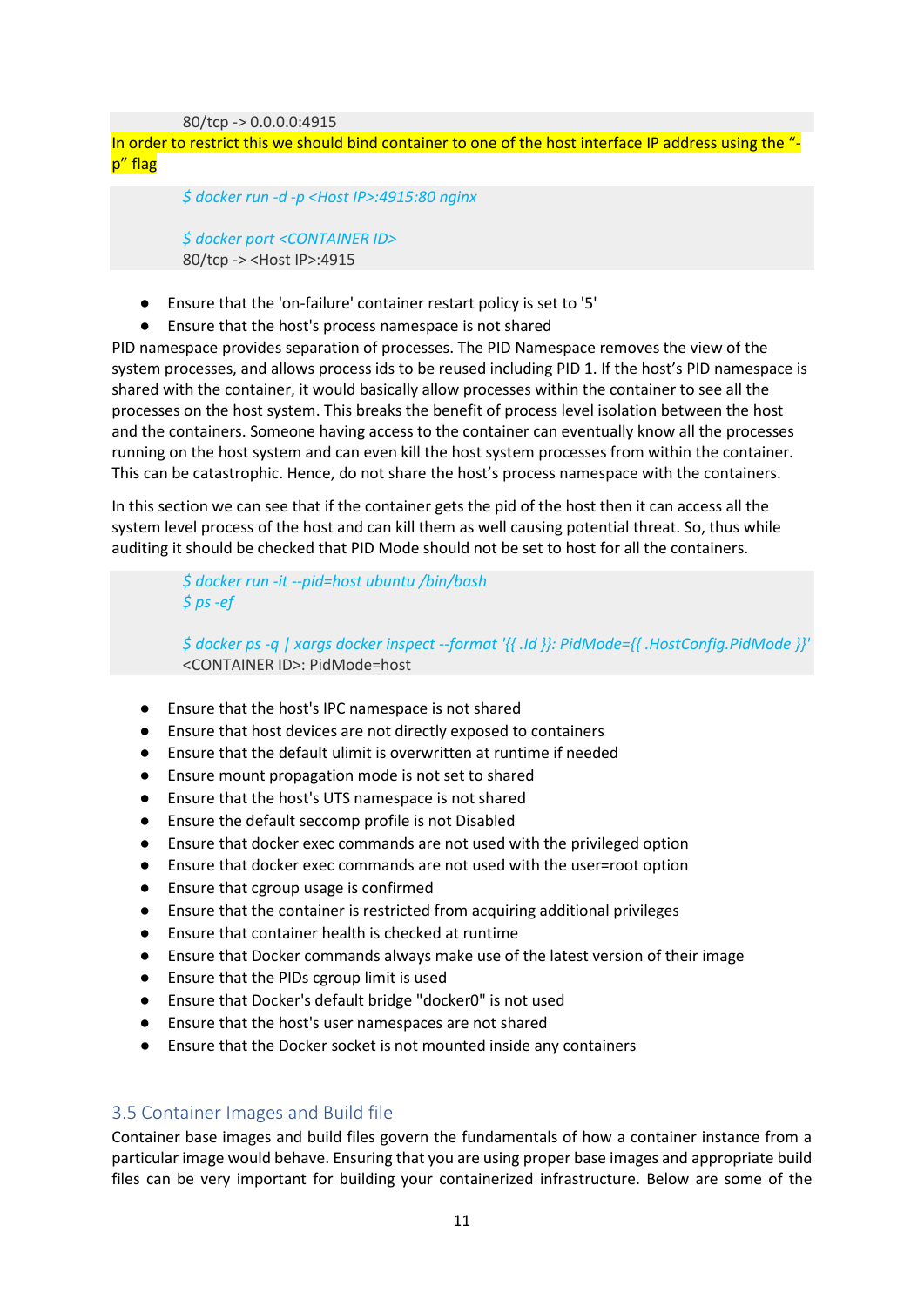```
80/tcp -> 0.0.0.0:4915
```

In order to restrict this we should bind container to one of the host interface IP address using the "-p" flag

```
$ docker run -d -p <Host IP>:4915:80 nginx

$ docker port <CONTAINER ID>
80/tcp -> <Host IP>:4915
```

- Ensure that the 'on-failure' container restart policy is set to '5'
- Ensure that the host's process namespace is not shared

PID namespace provides separation of processes. The PID Namespace removes the view of the system processes, and allows process ids to be reused including PID 1. If the host's PID namespace is shared with the container, it would basically allow processes within the container to see all the processes on the host system. This breaks the benefit of process level isolation between the host and the containers. Someone having access to the container can eventually know all the processes running on the host system and can even kill the host system processes from within the container. This can be catastrophic. Hence, do not share the host's process namespace with the containers.

In this section we can see that if the container gets the pid of the host then it can access all the system level process of the host and can kill them as well causing potential threat. So, thus while auditing it should be checked that PID Mode should not be set to host for all the containers.

```
$ docker run -it --pid=host ubuntu /bin/bash
$ ps -ef

$ docker ps -q | xargs docker inspect --format '{{ .Id }}: PidMode={{ .HostConfig.PidMode }}'
<CONTAINER ID>: PidMode=host
```

- Ensure that the host's IPC namespace is not shared
- Ensure that host devices are not directly exposed to containers
- Ensure that the default ulimit is overwritten at runtime if needed
- Ensure mount propagation mode is not set to shared
- Ensure that the host's UTS namespace is not shared
- Ensure the default seccomp profile is not Disabled
- Ensure that docker exec commands are not used with the privileged option
- Ensure that docker exec commands are not used with the user=root option
- Ensure that cgroup usage is confirmed
- Ensure that the container is restricted from acquiring additional privileges
- Ensure that container health is checked at runtime
- Ensure that Docker commands always make use of the latest version of their image
- Ensure that the PIDs cgroup limit is used
- Ensure that Docker's default bridge "docker0" is not used
- Ensure that the host's user namespaces are not shared
- Ensure that the Docker socket is not mounted inside any containers

## 3.5 Container Images and Build file

Container base images and build files govern the fundamentals of how a container instance from a particular image would behave. Ensuring that you are using proper base images and appropriate build files can be very important for building your containerized infrastructure. Below are some of the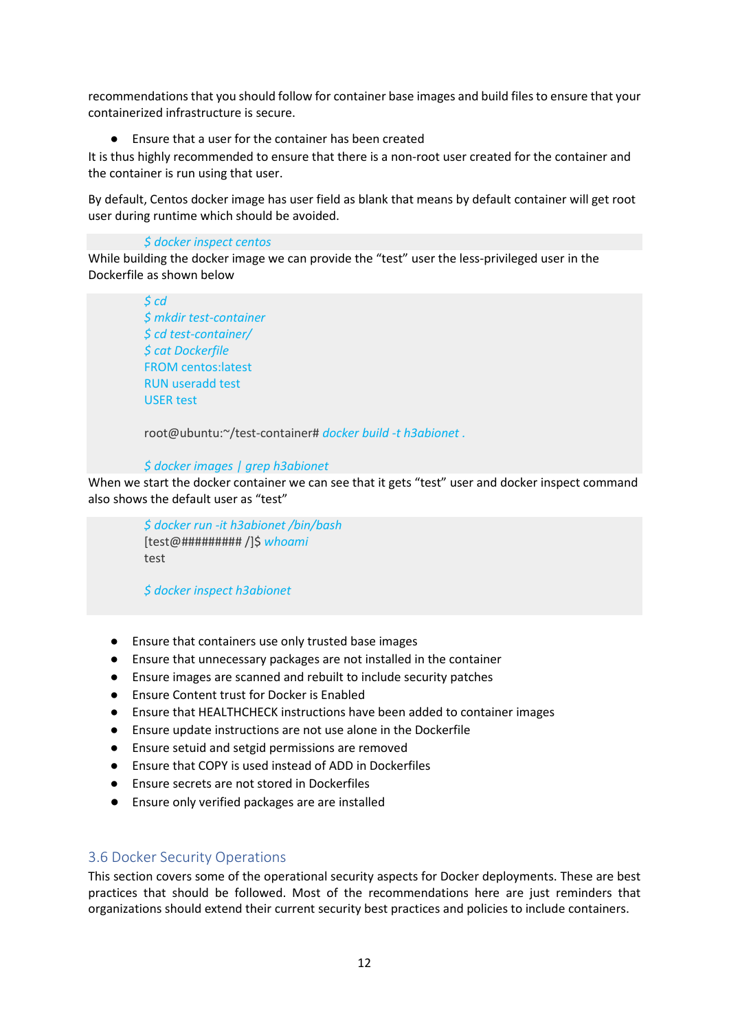recommendations that you should follow for container base images and build files to ensure that your containerized infrastructure is secure.

- Ensure that a user for the container has been created

It is thus highly recommended to ensure that there is a non-root user created for the container and the container is run using that user.

By default, Centos docker image has user field as blank that means by default container will get root user during runtime which should be avoided.

```
$ docker inspect centos
```

While building the docker image we can provide the "test" user the less-privileged user in the Dockerfile as shown below

```
$ cd
$ mkdir test-container
$ cd test-container/
$ cat Dockerfile
FROM centos:latest
RUN useradd test
USER test

root@ubuntu:~/test-container# docker build -t h3abionet .

$ docker images | grep h3abionet
```

When we start the docker container we can see that it gets "test" user and docker inspect command also shows the default user as "test"

```
$ docker run -it h3abionet /bin/bash
[test@######### /]$ whoami
test

$ docker inspect h3abionet
```

- Ensure that containers use only trusted base images
- Ensure that unnecessary packages are not installed in the container
- Ensure images are scanned and rebuilt to include security patches
- Ensure Content trust for Docker is Enabled
- Ensure that HEALTHCHECK instructions have been added to container images
- Ensure update instructions are not use alone in the Dockerfile
- Ensure setuid and setgid permissions are removed
- Ensure that COPY is used instead of ADD in Dockerfiles
- Ensure secrets are not stored in Dockerfiles
- Ensure only verified packages are are installed

## 3.6 Docker Security Operations

This section covers some of the operational security aspects for Docker deployments. These are best practices that should be followed. Most of the recommendations here are just reminders that organizations should extend their current security best practices and policies to include containers.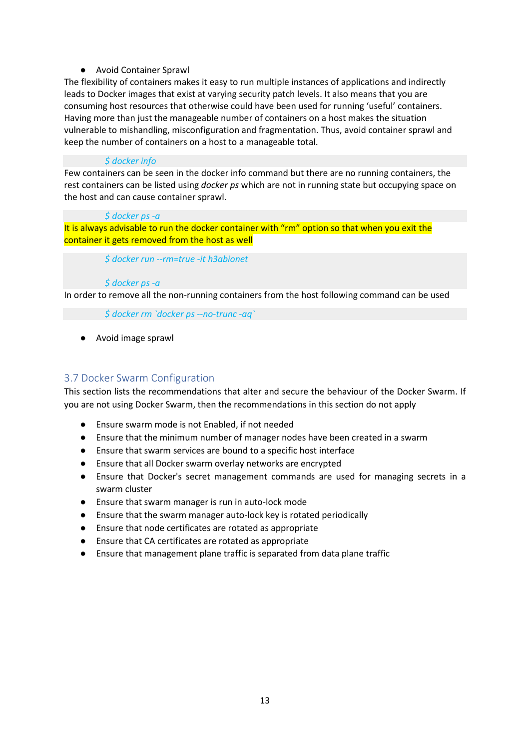- Avoid Container Sprawl

The flexibility of containers makes it easy to run multiple instances of applications and indirectly leads to Docker images that exist at varying security patch levels. It also means that you are consuming host resources that otherwise could have been used for running 'useful' containers. Having more than just the manageable number of containers on a host makes the situation vulnerable to mishandling, misconfiguration and fragmentation. Thus, avoid container sprawl and keep the number of containers on a host to a manageable total.

```
$ docker info
```

Few containers can be seen in the docker info command but there are no running containers, the rest containers can be listed using *docker ps* which are not in running state but occupying space on the host and can cause container sprawl.

```
$ docker ps -a
```

It is always advisable to run the docker container with "rm" option so that when you exit the container it gets removed from the host as well

```
$ docker run --rm=true -it h3abionet

$ docker ps -a
```

In order to remove all the non-running containers from the host following command can be used

```
$ docker rm `docker ps --no-trunc -aq`
```

- Avoid image sprawl

## 3.7 Docker Swarm Configuration

This section lists the recommendations that alter and secure the behaviour of the Docker Swarm. If you are not using Docker Swarm, then the recommendations in this section do not apply

- Ensure swarm mode is not Enabled, if not needed
- Ensure that the minimum number of manager nodes have been created in a swarm
- Ensure that swarm services are bound to a specific host interface
- Ensure that all Docker swarm overlay networks are encrypted
- Ensure that Docker's secret management commands are used for managing secrets in a swarm cluster
- Ensure that swarm manager is run in auto-lock mode
- Ensure that the swarm manager auto-lock key is rotated periodically
- Ensure that node certificates are rotated as appropriate
- Ensure that CA certificates are rotated as appropriate
- Ensure that management plane traffic is separated from data plane traffic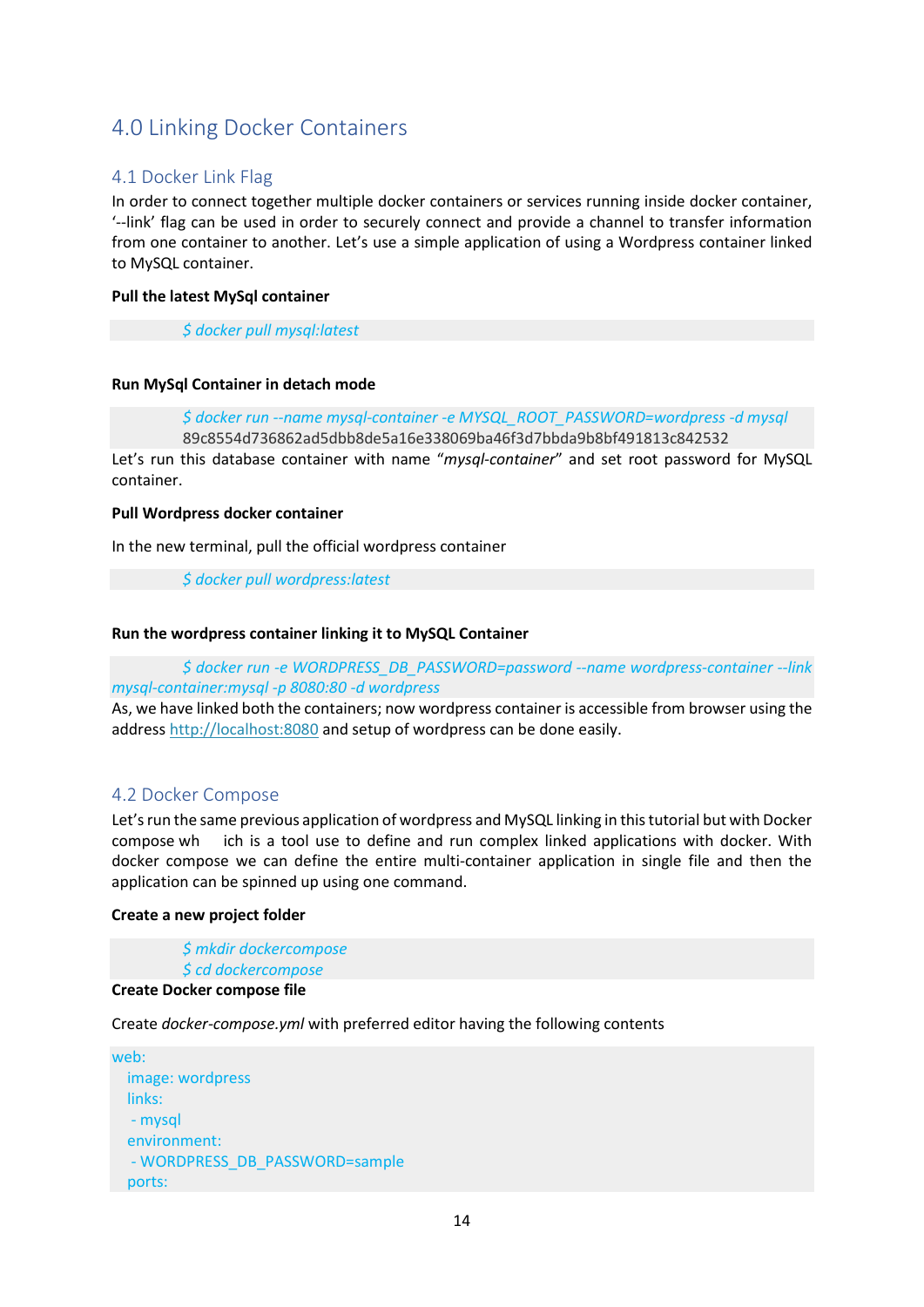# 4.0 Linking Docker Containers

## 4.1 Docker Link Flag

In order to connect together multiple docker containers or services running inside docker container, '--link' flag can be used in order to securely connect and provide a channel to transfer information from one container to another. Let's use a simple application of using a Wordpress container linked to MySQL container.

**Pull the latest MySql container**

```
$ docker pull mysql:latest
```

**Run MySql Container in detach mode**

```
$ docker run --name mysql-container -e MYSQL_ROOT_PASSWORD=wordpress -d mysql
89c8554d736862ad5dbb8de5a16e338069ba46f3d7bbda9b8bf491813c842532
```

Let's run this database container with name "*mysql-container*" and set root password for MySQL container.

**Pull Wordpress docker container**

In the new terminal, pull the official wordpress container

```
$ docker pull wordpress:latest
```

**Run the wordpress container linking it to MySQL Container**

```
$ docker run -e WORDPRESS_DB_PASSWORD=password --name wordpress-container --link mysql-container:mysql -p 8080:80 -d wordpress
```

As, we have linked both the containers; now wordpress container is accessible from browser using the address http://localhost:8080 and setup of wordpress can be done easily.

## 4.2 Docker Compose

Let's run the same previous application of wordpress and MySQL linking in this tutorial but with Docker compose wh ich is a tool use to define and run complex linked applications with docker. With docker compose we can define the entire multi-container application in single file and then the application can be spinned up using one command.

**Create a new project folder**

```
$ mkdir dockercompose
$ cd dockercompose
```

**Create Docker compose file**

Create *docker-compose.yml* with preferred editor having the following contents

```
web:
  image: wordpress
  links:
   - mysql
  environment:
   - WORDPRESS_DB_PASSWORD=sample
  ports:
```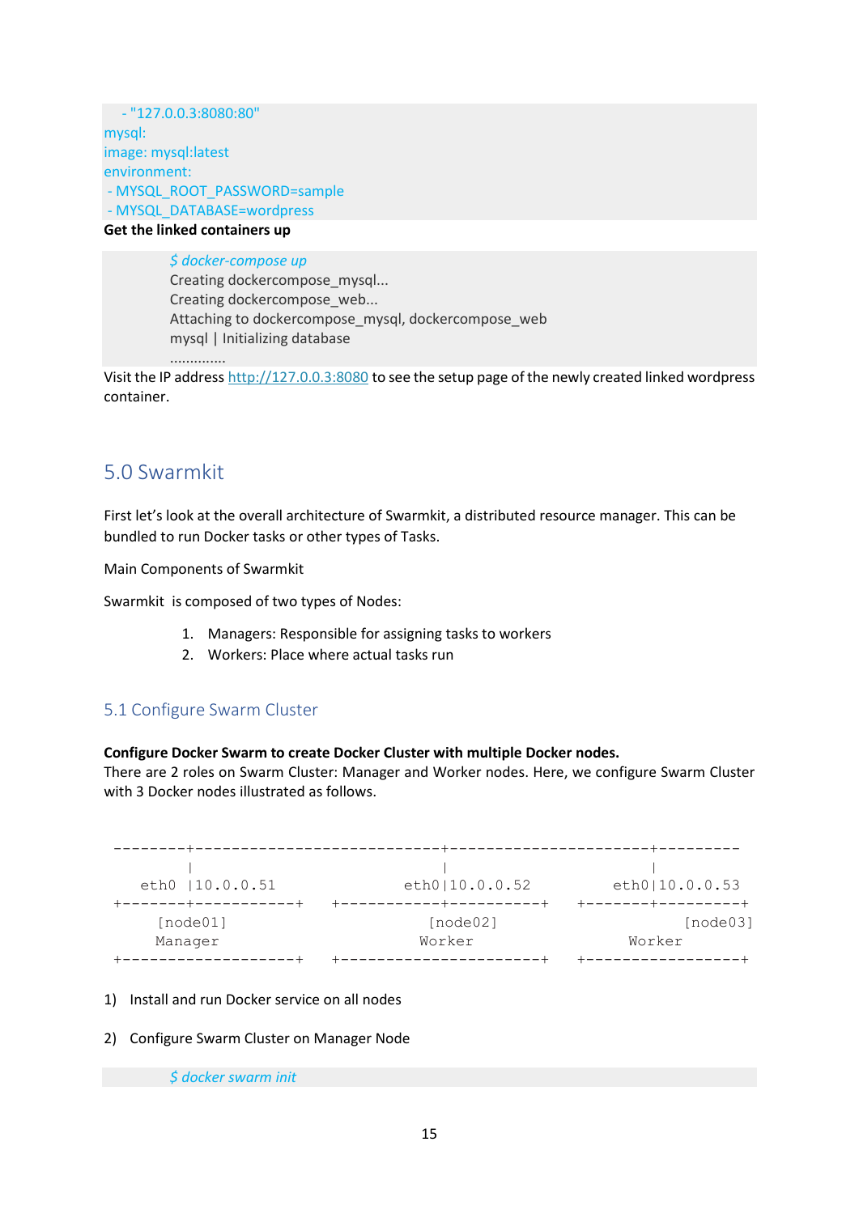```
  - "127.0.0.3:8080:80"
mysql:
image: mysql:latest
environment:
 - MYSQL_ROOT_PASSWORD=sample
 - MYSQL_DATABASE=wordpress
```

**Get the linked containers up**

```
$ docker-compose up
Creating dockercompose_mysql...
Creating dockercompose_web...
Attaching to dockercompose_mysql, dockercompose_web
mysql | Initializing database
..............
```

Visit the IP address http://127.0.0.3:8080 to see the setup page of the newly created linked wordpress container.

## 5.0 Swarmkit

First let's look at the overall architecture of Swarmkit, a distributed resource manager. This can be bundled to run Docker tasks or other types of Tasks.

Main Components of Swarmkit

Swarmkit is composed of two types of Nodes:

1. Managers: Responsible for assigning tasks to workers
2. Workers: Place where actual tasks run

### 5.1 Configure Swarm Cluster

**Configure Docker Swarm to create Docker Cluster with multiple Docker nodes.**
There are 2 roles on Swarm Cluster: Manager and Worker nodes. Here, we configure Swarm Cluster with 3 Docker nodes illustrated as follows.

```
--------+---------------------------+----------------------+---------
        |                           |                      |
    eth0 |10.0.0.51             eth0|10.0.0.52          eth0|10.0.0.53
+-------+-----------+   +-----------+----------+   +-------+---------+
     [node01]                  [node02]                    [node03]
     Manager                   Worker                 Worker
+-------------------+   +----------------------+   +-----------------+
```

1) Install and run Docker service on all nodes

2) Configure Swarm Cluster on Manager Node

```
$ docker swarm init
```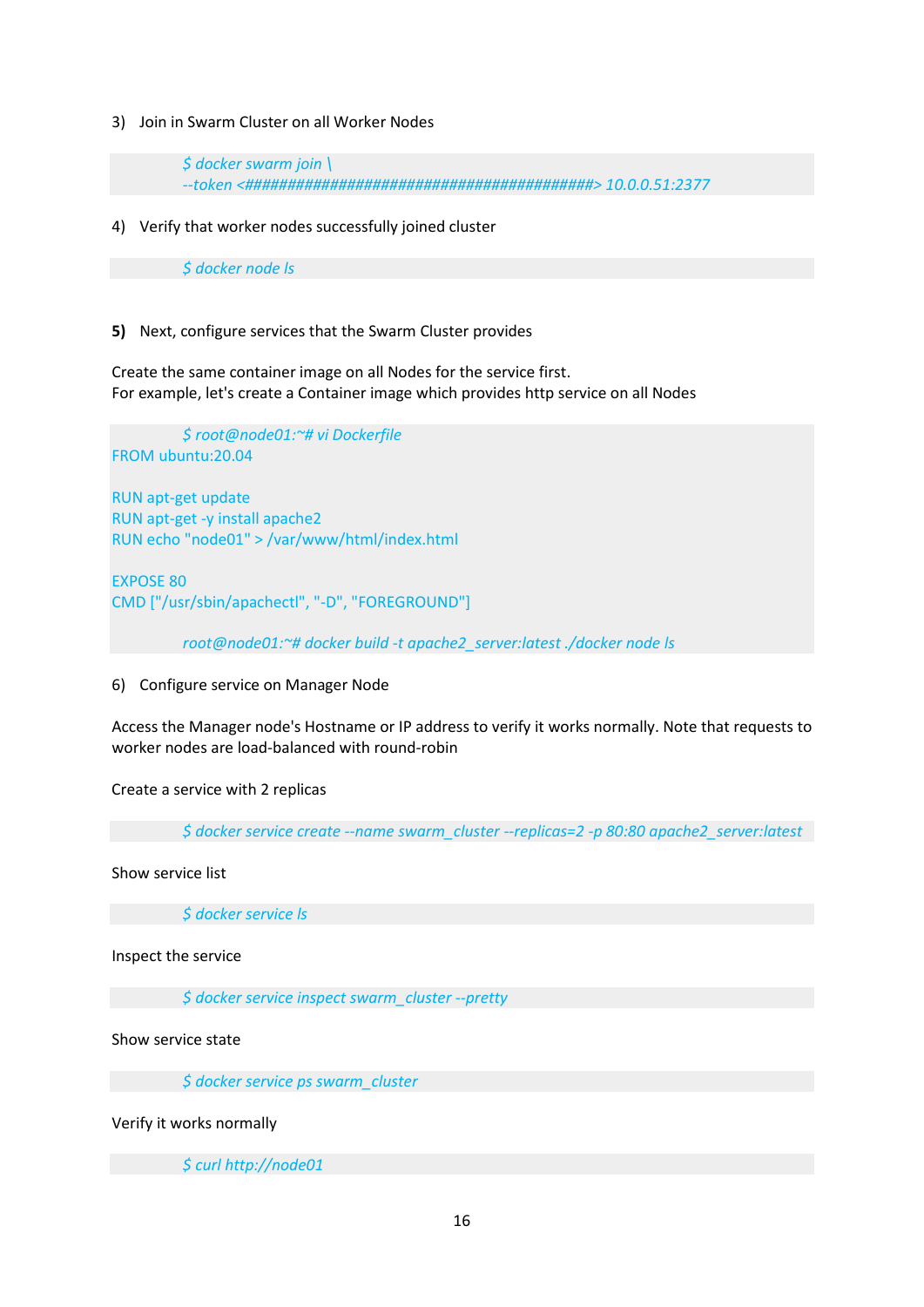3) Join in Swarm Cluster on all Worker Nodes

```
$ docker swarm join \
--token <##########################################> 10.0.0.51:2377
```

4) Verify that worker nodes successfully joined cluster

```
$ docker node ls
```

**5)** Next, configure services that the Swarm Cluster provides

Create the same container image on all Nodes for the service first.
For example, let's create a Container image which provides http service on all Nodes

```
$ root@node01:~# vi Dockerfile
FROM ubuntu:20.04

RUN apt-get update
RUN apt-get -y install apache2
RUN echo "node01" > /var/www/html/index.html

EXPOSE 80
CMD ["/usr/sbin/apachectl", "-D", "FOREGROUND"]

root@node01:~# docker build -t apache2_server:latest ./docker node ls
```

6) Configure service on Manager Node

Access the Manager node's Hostname or IP address to verify it works normally. Note that requests to worker nodes are load-balanced with round-robin

Create a service with 2 replicas

```
$ docker service create --name swarm_cluster --replicas=2 -p 80:80 apache2_server:latest
```

Show service list

```
$ docker service ls
```

Inspect the service

```
$ docker service inspect swarm_cluster --pretty
```

Show service state

```
$ docker service ps swarm_cluster
```

Verify it works normally

```
$ curl http://node01
```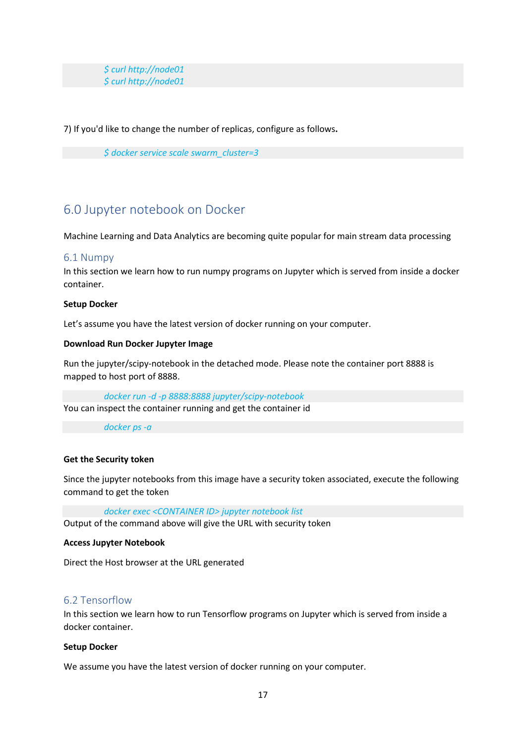```
$ curl http://node01
$ curl http://node01
```

7) If you'd like to change the number of replicas, configure as follows.

```
$ docker service scale swarm_cluster=3
```

## 6.0 Jupyter notebook on Docker

Machine Learning and Data Analytics are becoming quite popular for main stream data processing

### 6.1 Numpy

In this section we learn how to run numpy programs on Jupyter which is served from inside a docker container.

**Setup Docker**

Let's assume you have the latest version of docker running on your computer.

**Download Run Docker Jupyter Image**

Run the jupyter/scipy-notebook in the detached mode. Please note the container port 8888 is mapped to host port of 8888.

```
docker run -d -p 8888:8888 jupyter/scipy-notebook
```

You can inspect the container running and get the container id

```
docker ps -a
```

**Get the Security token**

Since the jupyter notebooks from this image have a security token associated, execute the following command to get the token

```
docker exec <CONTAINER ID> jupyter notebook list
```

Output of the command above will give the URL with security token

**Access Jupyter Notebook**

Direct the Host browser at the URL generated

### 6.2 Tensorflow

In this section we learn how to run Tensorflow programs on Jupyter which is served from inside a docker container.

**Setup Docker**

We assume you have the latest version of docker running on your computer.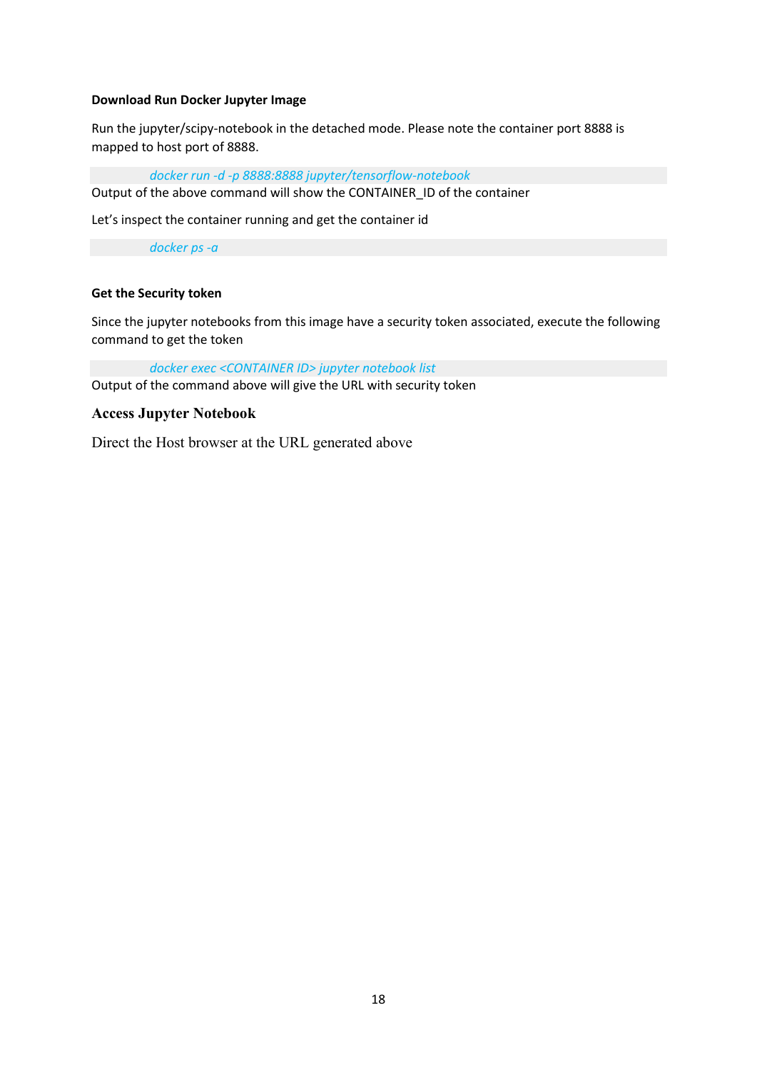**Download Run Docker Jupyter Image**

Run the jupyter/scipy-notebook in the detached mode. Please note the container port 8888 is mapped to host port of 8888.

```
docker run -d -p 8888:8888 jupyter/tensorflow-notebook
```

Output of the above command will show the CONTAINER_ID of the container

Let's inspect the container running and get the container id

```
docker ps -a
```

**Get the Security token**

Since the jupyter notebooks from this image have a security token associated, execute the following command to get the token

```
docker exec <CONTAINER ID> jupyter notebook list
```

Output of the command above will give the URL with security token

**Access Jupyter Notebook**

Direct the Host browser at the URL generated above